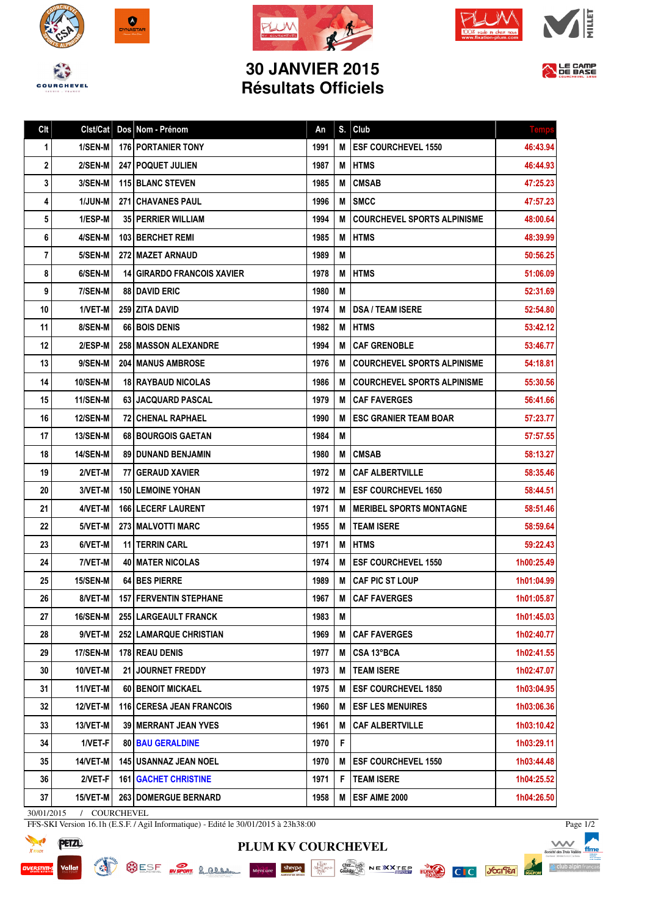# 30 JANVIER 2015
# Résultats Officiels

| Clt | Clst/Cat | Dos | Nom - Prénom | An | S. | Club | Temps |
|---|---|---|---|---|---|---|---|
| 1 | 1/SEN-M | 176 | PORTANIER TONY | 1991 | M | ESF COURCHEVEL 1550 | 46:43.94 |
| 2 | 2/SEN-M | 247 | POQUET JULIEN | 1987 | M | HTMS | 46:44.93 |
| 3 | 3/SEN-M | 115 | BLANC STEVEN | 1985 | M | CMSAB | 47:25.23 |
| 4 | 1/JUN-M | 271 | CHAVANES PAUL | 1996 | M | SMCC | 47:57.23 |
| 5 | 1/ESP-M | 35 | PERRIER WILLIAM | 1994 | M | COURCHEVEL SPORTS ALPINISME | 48:00.64 |
| 6 | 4/SEN-M | 103 | BERCHET REMI | 1985 | M | HTMS | 48:39.99 |
| 7 | 5/SEN-M | 272 | MAZET ARNAUD | 1989 | M | | 50:56.25 |
| 8 | 6/SEN-M | 14 | GIRARDO FRANCOIS XAVIER | 1978 | M | HTMS | 51:06.09 |
| 9 | 7/SEN-M | 88 | DAVID ERIC | 1980 | M | | 52:31.69 |
| 10 | 1/VET-M | 259 | ZITA DAVID | 1974 | M | DSA / TEAM ISERE | 52:54.80 |
| 11 | 8/SEN-M | 66 | BOIS DENIS | 1982 | M | HTMS | 53:42.12 |
| 12 | 2/ESP-M | 258 | MASSON ALEXANDRE | 1994 | M | CAF GRENOBLE | 53:46.77 |
| 13 | 9/SEN-M | 204 | MANUS AMBROSE | 1976 | M | COURCHEVEL SPORTS ALPINISME | 54:18.81 |
| 14 | 10/SEN-M | 18 | RAYBAUD NICOLAS | 1986 | M | COURCHEVEL SPORTS ALPINISME | 55:30.56 |
| 15 | 11/SEN-M | 63 | JACQUARD PASCAL | 1979 | M | CAF FAVERGES | 56:41.66 |
| 16 | 12/SEN-M | 72 | CHENAL RAPHAEL | 1990 | M | ESC GRANIER TEAM BOAR | 57:23.77 |
| 17 | 13/SEN-M | 68 | BOURGOIS GAETAN | 1984 | M | | 57:57.55 |
| 18 | 14/SEN-M | 89 | DUNAND BENJAMIN | 1980 | M | CMSAB | 58:13.27 |
| 19 | 2/VET-M | 77 | GERAUD XAVIER | 1972 | M | CAF ALBERTVILLE | 58:35.46 |
| 20 | 3/VET-M | 150 | LEMOINE YOHAN | 1972 | M | ESF COURCHEVEL 1650 | 58:44.51 |
| 21 | 4/VET-M | 166 | LECERF LAURENT | 1971 | M | MERIBEL SPORTS MONTAGNE | 58:51.46 |
| 22 | 5/VET-M | 273 | MALVOTTI MARC | 1955 | M | TEAM ISERE | 58:59.64 |
| 23 | 6/VET-M | 11 | TERRIN CARL | 1971 | M | HTMS | 59:22.43 |
| 24 | 7/VET-M | 40 | MATER NICOLAS | 1974 | M | ESF COURCHEVEL 1550 | 1h00:25.49 |
| 25 | 15/SEN-M | 64 | BES PIERRE | 1989 | M | CAF PIC ST LOUP | 1h01:04.99 |
| 26 | 8/VET-M | 157 | FERVENTIN STEPHANE | 1967 | M | CAF FAVERGES | 1h01:05.87 |
| 27 | 16/SEN-M | 255 | LARGEAULT FRANCK | 1983 | M | | 1h01:45.03 |
| 28 | 9/VET-M | 252 | LAMARQUE CHRISTIAN | 1969 | M | CAF FAVERGES | 1h02:40.77 |
| 29 | 17/SEN-M | 178 | REAU DENIS | 1977 | M | CSA 13°BCA | 1h02:41.55 |
| 30 | 10/VET-M | 21 | JOURNET FREDDY | 1973 | M | TEAM ISERE | 1h02:47.07 |
| 31 | 11/VET-M | 60 | BENOIT MICKAEL | 1975 | M | ESF COURCHEVEL 1850 | 1h03:04.95 |
| 32 | 12/VET-M | 116 | CERESA JEAN FRANCOIS | 1960 | M | ESF LES MENUIRES | 1h03:06.36 |
| 33 | 13/VET-M | 39 | MERRANT JEAN YVES | 1961 | M | CAF ALBERTVILLE | 1h03:10.42 |
| 34 | 1/VET-F | 80 | BAU GERALDINE | 1970 | F | | 1h03:29.11 |
| 35 | 14/VET-M | 145 | USANNAZ JEAN NOEL | 1970 | M | ESF COURCHEVEL 1550 | 1h03:44.48 |
| 36 | 2/VET-F | 161 | GACHET CHRISTINE | 1971 | F | TEAM ISERE | 1h04:25.52 |
| 37 | 15/VET-M | 263 | DOMERGUE BERNARD | 1958 | M | ESF AIME 2000 | 1h04:26.50 |

30/01/2015 / COURCHEVEL

FFS-SKI Version 16.1h (E.S.F. / Agil Informatique) - Edité le 30/01/2015 à 23h38:00

PLUM KV COURCHEVEL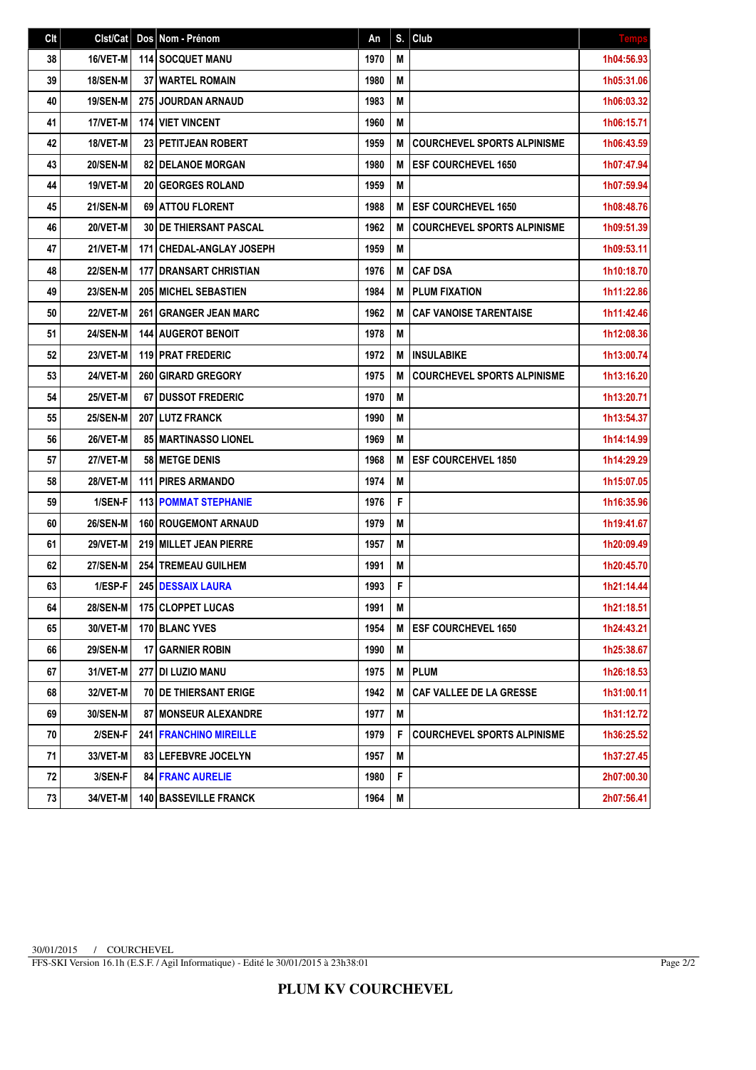| Clt | Clst/Cat | Dos | Nom - Prénom | An | S. | Club | Temps |
|---|---|---|---|---|---|---|---|
| 38 | 16/VET-M | 114 | SOCQUET MANU | 1970 | M | | 1h04:56.93 |
| 39 | 18/SEN-M | 37 | WARTEL ROMAIN | 1980 | M | | 1h05:31.06 |
| 40 | 19/SEN-M | 275 | JOURDAN ARNAUD | 1983 | M | | 1h06:03.32 |
| 41 | 17/VET-M | 174 | VIET VINCENT | 1960 | M | | 1h06:15.71 |
| 42 | 18/VET-M | 23 | PETITJEAN ROBERT | 1959 | M | COURCHEVEL SPORTS ALPINISME | 1h06:43.59 |
| 43 | 20/SEN-M | 82 | DELANOE MORGAN | 1980 | M | ESF COURCHEVEL 1650 | 1h07:47.94 |
| 44 | 19/VET-M | 20 | GEORGES ROLAND | 1959 | M | | 1h07:59.94 |
| 45 | 21/SEN-M | 69 | ATTOU FLORENT | 1988 | M | ESF COURCHEVEL 1650 | 1h08:48.76 |
| 46 | 20/VET-M | 30 | DE THIERSANT PASCAL | 1962 | M | COURCHEVEL SPORTS ALPINISME | 1h09:51.39 |
| 47 | 21/VET-M | 171 | CHEDAL-ANGLAY JOSEPH | 1959 | M | | 1h09:53.11 |
| 48 | 22/SEN-M | 177 | DRANSART CHRISTIAN | 1976 | M | CAF DSA | 1h10:18.70 |
| 49 | 23/SEN-M | 205 | MICHEL SEBASTIEN | 1984 | M | PLUM FIXATION | 1h11:22.86 |
| 50 | 22/VET-M | 261 | GRANGER JEAN MARC | 1962 | M | CAF VANOISE TARENTAISE | 1h11:42.46 |
| 51 | 24/SEN-M | 144 | AUGEROT BENOIT | 1978 | M | | 1h12:08.36 |
| 52 | 23/VET-M | 119 | PRAT FREDERIC | 1972 | M | INSULABIKE | 1h13:00.74 |
| 53 | 24/VET-M | 260 | GIRARD GREGORY | 1975 | M | COURCHEVEL SPORTS ALPINISME | 1h13:16.20 |
| 54 | 25/VET-M | 67 | DUSSOT FREDERIC | 1970 | M | | 1h13:20.71 |
| 55 | 25/SEN-M | 207 | LUTZ FRANCK | 1990 | M | | 1h13:54.37 |
| 56 | 26/VET-M | 85 | MARTINASSO LIONEL | 1969 | M | | 1h14:14.99 |
| 57 | 27/VET-M | 58 | METGE DENIS | 1968 | M | ESF COURCEHVEL 1850 | 1h14:29.29 |
| 58 | 28/VET-M | 111 | PIRES ARMANDO | 1974 | M | | 1h15:07.05 |
| 59 | 1/SEN-F | 113 | POMMAT STEPHANIE | 1976 | F | | 1h16:35.96 |
| 60 | 26/SEN-M | 160 | ROUGEMONT ARNAUD | 1979 | M | | 1h19:41.67 |
| 61 | 29/VET-M | 219 | MILLET JEAN PIERRE | 1957 | M | | 1h20:09.49 |
| 62 | 27/SEN-M | 254 | TREMEAU GUILHEM | 1991 | M | | 1h20:45.70 |
| 63 | 1/ESP-F | 245 | DESSAIX LAURA | 1993 | F | | 1h21:14.44 |
| 64 | 28/SEN-M | 175 | CLOPPET LUCAS | 1991 | M | | 1h21:18.51 |
| 65 | 30/VET-M | 170 | BLANC YVES | 1954 | M | ESF COURCHEVEL 1650 | 1h24:43.21 |
| 66 | 29/SEN-M | 17 | GARNIER ROBIN | 1990 | M | | 1h25:38.67 |
| 67 | 31/VET-M | 277 | DI LUZIO MANU | 1975 | M | PLUM | 1h26:18.53 |
| 68 | 32/VET-M | 70 | DE THIERSANT ERIGE | 1942 | M | CAF VALLEE DE LA GRESSE | 1h31:00.11 |
| 69 | 30/SEN-M | 87 | MONSEUR ALEXANDRE | 1977 | M | | 1h31:12.72 |
| 70 | 2/SEN-F | 241 | FRANCHINO MIREILLE | 1979 | F | COURCHEVEL SPORTS ALPINISME | 1h36:25.52 |
| 71 | 33/VET-M | 83 | LEFEBVRE JOCELYN | 1957 | M | | 1h37:27.45 |
| 72 | 3/SEN-F | 84 | FRANC AURELIE | 1980 | F | | 2h07:00.30 |
| 73 | 34/VET-M | 140 | BASSEVILLE FRANCK | 1964 | M | | 2h07:56.41 |

30/01/2015 / COURCHEVEL

FFS-SKI Version 16.1h (E.S.F. / Agil Informatique) - Edité le 30/01/2015 à 23h38:01

**PLUM KV COURCHEVEL**